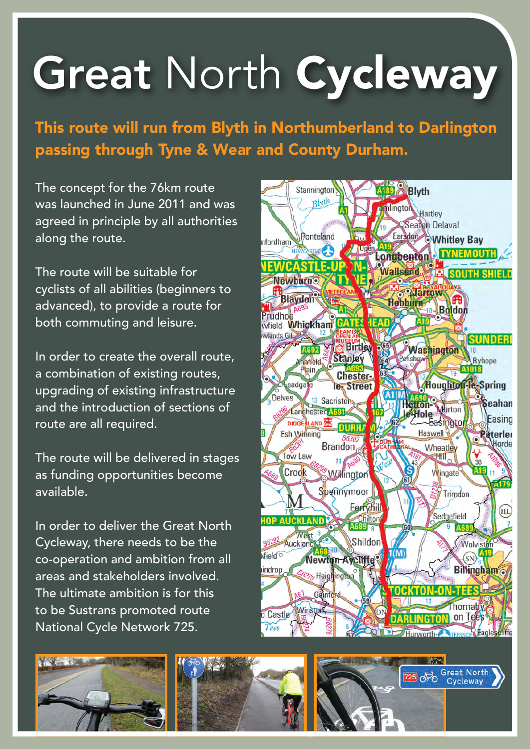# Great North Cycleway

**This route will run from Blyth in Northumberland to Darlington passing through Tyne & Wear and County Durham.**

The concept for the 76km route was launched in June 2011 and was agreed in principle by all authorities along the route.

The route will be suitable for cyclists of all abilities (beginners to advanced), to provide a route for both commuting and leisure.

In order to create the overall route, a combination of existing routes, upgrading of existing infrastructure and the introduction of sections of route are all required.

The route will be delivered in stages as funding opportunities become available.

In order to deliver the Great North Cycleway, there needs to be the co-operation and ambition from all areas and stakeholders involved. The ultimate ambition is for this to be Sustrans promoted route National Cycle Network 725.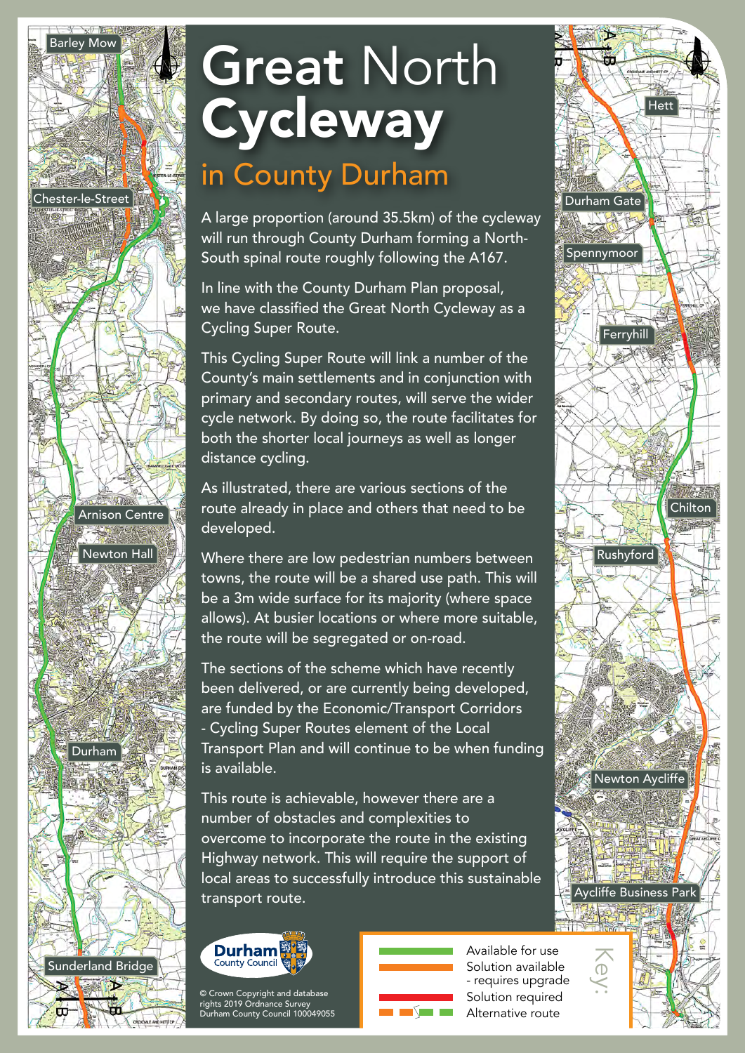# Great North Cycleway

## in County Durham

A large proportion (around 35.5km) of the cycleway will run through County Durham forming a North-South spinal route roughly following the A167.

In line with the County Durham Plan proposal, we have classified the Great North Cycleway as a Cycling Super Route.

This Cycling Super Route will link a number of the County's main settlements and in conjunction with primary and secondary routes, will serve the wider cycle network. By doing so, the route facilitates for both the shorter local journeys as well as longer distance cycling.

As illustrated, there are various sections of the route already in place and others that need to be developed.

Where there are low pedestrian numbers between towns, the route will be a shared use path. This will be a 3m wide surface for its majority (where space allows). At busier locations or where more suitable, the route will be segregated or on-road.

The sections of the scheme which have recently been delivered, or are currently being developed, are funded by the Economic/Transport Corridors - Cycling Super Routes element of the Local Transport Plan and will continue to be when funding is available.

This route is achievable, however there are a number of obstacles and complexities to overcome to incorporate the route in the existing Highway network. This will require the support of local areas to successfully introduce this sustainable transport route.

Durham County Council

© Crown Copyright and database rights 2019 Ordnance Survey Durham County Council 100049055

Key:

Available for use
Solution available - requires upgrade
Solution required
Alternative route

Barley Mow
Chester-le-Street
Arnison Centre
Newton Hall
Durham
Sunderland Bridge
A
B

A
B
Hett
Durham Gate
Spennymoor
Ferryhill
Chilton
Rushyford
Newton Aycliffe
Aycliffe Business Park